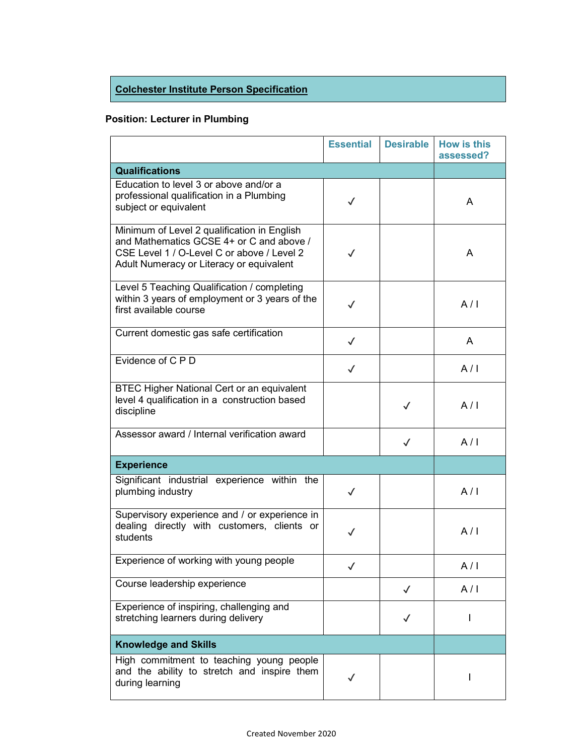## Colchester Institute Person Specification

**Position: Lecturer in Plumbing**

| | Essential | Desirable | How is this assessed? |
|---|---|---|---|
| **Qualifications** | | | |
| Education to level 3 or above and/or a professional qualification in a Plumbing subject or equivalent | ✓ | | A |
| Minimum of Level 2 qualification in English and Mathematics GCSE 4+ or C and above / CSE Level 1 / O-Level C or above / Level 2 Adult Numeracy or Literacy or equivalent | ✓ | | A |
| Level 5 Teaching Qualification / completing within 3 years of employment or 3 years of the first available course | ✓ | | A / I |
| Current domestic gas safe certification | ✓ | | A |
| Evidence of C P D | ✓ | | A / I |
| BTEC Higher National Cert or an equivalent level 4 qualification in a construction based discipline | | ✓ | A / I |
| Assessor award / Internal verification award | | ✓ | A / I |
| **Experience** | | | |
| Significant industrial experience within the plumbing industry | ✓ | | A / I |
| Supervisory experience and / or experience in dealing directly with customers, clients or students | ✓ | | A / I |
| Experience of working with young people | ✓ | | A / I |
| Course leadership experience | | ✓ | A / I |
| Experience of inspiring, challenging and stretching learners during delivery | | ✓ | I |
| **Knowledge and Skills** | | | |
| High commitment to teaching young people and the ability to stretch and inspire them during learning | ✓ | | I |

Created November 2020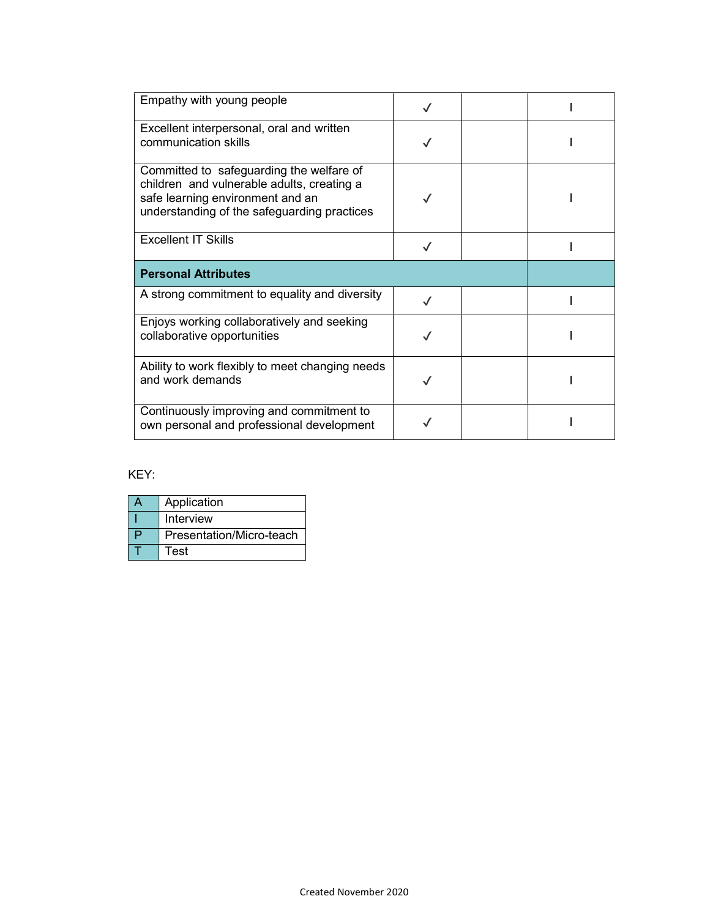| | | | |
|---|---|---|---|
| Empathy with young people | ✓ | | I |
| Excellent interpersonal, oral and written communication skills | ✓ | | I |
| Committed to safeguarding the welfare of children and vulnerable adults, creating a safe learning environment and an understanding of the safeguarding practices | ✓ | | I |
| Excellent IT Skills | ✓ | | I |
| **Personal Attributes** | | | |
| A strong commitment to equality and diversity | ✓ | | I |
| Enjoys working collaboratively and seeking collaborative opportunities | ✓ | | I |
| Ability to work flexibly to meet changing needs and work demands | ✓ | | I |
| Continuously improving and commitment to own personal and professional development | ✓ | | I |

KEY:

| | |
|---|---|
| A | Application |
| I | Interview |
| P | Presentation/Micro-teach |
| T | Test |

Created November 2020